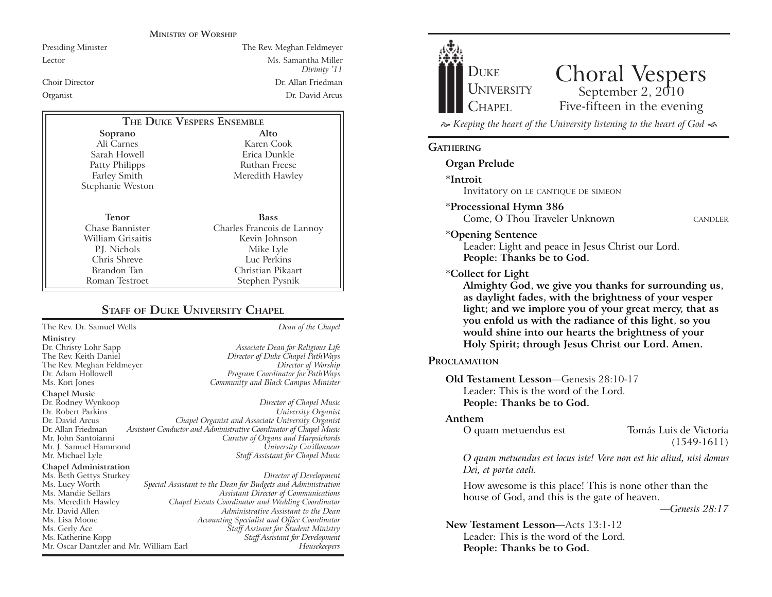## Ministry of Worship

| | |
|---|---|
| Presiding Minister | The Rev. Meghan Feldmeyer |
| Lector | Ms. Samantha Miller *Divinity '11* |
| Choir Director | Dr. Allan Friedman |
| Organist | Dr. David Arcus |

## The Duke Vespers Ensemble

| Soprano | Alto |
|---|---|
| Ali Carnes | Karen Cook |
| Sarah Howell | Erica Dunkle |
| Patty Philipps | Ruthan Freese |
| Farley Smith | Meredith Hawley |
| Stephanie Weston | |

| Tenor | Bass |
|---|---|
| Chase Bannister | Charles Francois de Lannoy |
| William Grisaitis | Kevin Johnson |
| P.J. Nichols | Mike Lyle |
| Chris Shreve | Luc Perkins |
| Brandon Tan | Christian Pikaart |
| Roman Testroet | Stephen Pysnik |

## Staff of Duke University Chapel

The Rev. Dr. Samuel Wells — *Dean of the Chapel*

**Ministry**

| | |
|---|---|
| Dr. Christy Lohr Sapp | *Associate Dean for Religious Life* |
| The Rev. Keith Daniel | *Director of Duke Chapel PathWays* |
| The Rev. Meghan Feldmeyer | *Director of Worship* |
| Dr. Adam Hollowell | *Program Coordinator for PathWays* |
| Ms. Kori Jones | *Community and Black Campus Minister* |

**Chapel Music**

| | |
|---|---|
| Dr. Rodney Wynkoop | *Director of Chapel Music* |
| Dr. Robert Parkins | *University Organist* |
| Dr. David Arcus | *Chapel Organist and Associate University Organist* |
| Dr. Allan Friedman | *Assistant Conductor and Administrative Coordinator of Chapel Music* |
| Mr. John Santoianni | *Curator of Organs and Harpsichords* |
| Mr. J. Samuel Hammond | *University Carillonneur* |
| Mr. Michael Lyle | *Staff Assistant for Chapel Music* |

**Chapel Administration**

| | |
|---|---|
| Ms. Beth Gettys Sturkey | *Director of Development* |
| Ms. Lucy Worth | *Special Assistant to the Dean for Budgets and Administration* |
| Ms. Mandie Sellars | *Assistant Director of Communications* |
| Ms. Meredith Hawley | *Chapel Events Coordinator and Wedding Coordinator* |
| Mr. David Allen | *Administrative Assistant to the Dean* |
| Ms. Lisa Moore | *Accounting Specialist and Office Coordinator* |
| Ms. Gerly Ace | *Staff Assisant for Student Ministry* |
| Ms. Katherine Kopp | *Staff Assistant for Development* |
| Mr. Oscar Dantzler and Mr. William Earl | *Housekeepers* |

# Duke University Chapel

# Choral Vespers

September 2, 2010
Five-fifteen in the evening

*Keeping the heart of the University listening to the heart of God*

## Gathering

**Organ Prelude**

**\*Introit**
Invitatory on LE CANTIQUE DE SIMEON

**\*Processional Hymn 386**
Come, O Thou Traveler Unknown — CANDLER

**\*Opening Sentence**
Leader: Light and peace in Jesus Christ our Lord.
**People: Thanks be to God.**

**\*Collect for Light**
**Almighty God, we give you thanks for surrounding us, as daylight fades, with the brightness of your vesper light; and we implore you of your great mercy, that as you enfold us with the radiance of this light, so you would shine into our hearts the brightness of your Holy Spirit; through Jesus Christ our Lord. Amen.**

## Proclamation

**Old Testament Lesson**—Genesis 28:10-17
Leader: This is the word of the Lord.
**People: Thanks be to God.**

**Anthem**
O quam metuendus est — Tomás Luis de Victoria (1549-1611)

*O quam metuendus est locus iste! Vere non est hic aliud, nisi domus Dei, et porta caeli.*

How awesome is this place! This is none other than the house of God, and this is the gate of heaven.
*—Genesis 28:17*

**New Testament Lesson**—Acts 13:1-12
Leader: This is the word of the Lord.
**People: Thanks be to God.**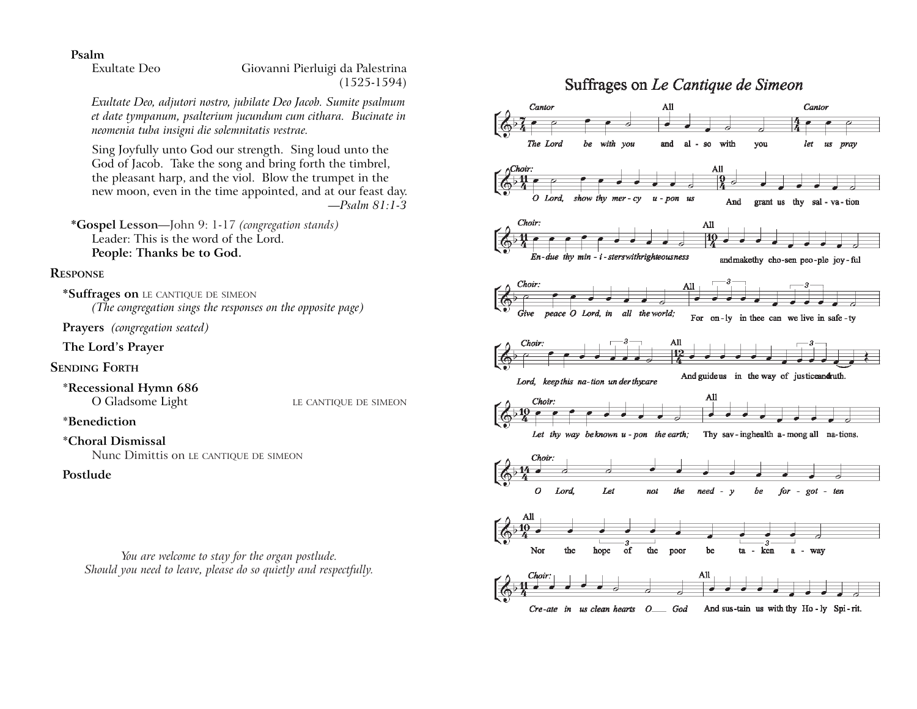**Psalm**

Exultate Deo — Giovanni Pierluigi da Palestrina (1525-1594)

*Exultate Deo, adjutori nostro, jubilate Deo Jacob. Sumite psalmum et date tympanum, psalterium jucundum cum cithara. Bucinate in neomenia tuba insigni die solemnitatis vestrae.*

Sing Joyfully unto God our strength. Sing loud unto the God of Jacob. Take the song and bring forth the timbrel, the pleasant harp, and the viol. Blow the trumpet in the new moon, even in the time appointed, and at our feast day.
*—Psalm 81:1-3*

\***Gospel Lesson**—John 9: 1-17 *(congregation stands)*
Leader: This is the word of the Lord.
**People: Thanks be to God.**

## Response

\***Suffrages on** LE CANTIQUE DE SIMEON
*(The congregation sings the responses on the opposite page)*

**Prayers** *(congregation seated)*

**The Lord's Prayer**

## Sending Forth

\***Recessional Hymn 686**
O Gladsome Light — LE CANTIQUE DE SIMEON

\***Benediction**

\***Choral Dismissal**
Nunc Dimittis on LE CANTIQUE DE SIMEON

**Postlude**

*You are welcome to stay for the organ postlude.*
*Should you need to leave, please do so quietly and respectfully.*

## Suffrages on *Le Cantique de Simeon*

*Cantor:* The Lord be with you
*All:* and also with you
*Cantor:* let us pray

*Choir:* O Lord, show thy mercy upon us
*All:* And grant us thy salvation

*Choir:* Endue thy ministers with righteousness
*All:* and make thy chosen people joyful

*Choir:* Give peace O Lord, in all the world;
*All:* For only in thee can we live in safety

*Choir:* Lord, keep this nation under thy care
*All:* And guide us in the way of justice and truth.

*Choir:* Let thy way be known upon the earth;
*All:* Thy saving health among all nations.

*Choir:* O Lord, Let not the needy be forgotten
*All:* Nor the hope of the poor be taken away

*Choir:* Create in us clean hearts O God
*All:* And sustain us with thy Holy Spirit.